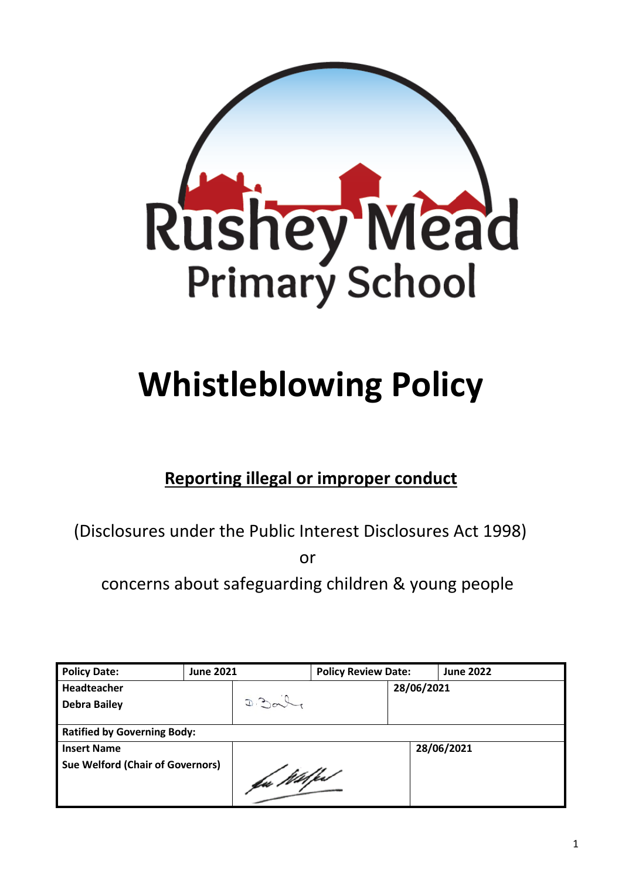Rushey Mead Primary School

# Whistleblowing Policy

## Reporting illegal or improper conduct

(Disclosures under the Public Interest Disclosures Act 1998)

or

concerns about safeguarding children & young people

| **Policy Date:** | **June 2021** | **Policy Review Date:** | **June 2022** |
|---|---|---|---|
| **Headteacher**<br>**Debra Bailey** | D. Bailey | **28/06/2021** | |
| **Ratified by Governing Body:** | | | |
| **Insert Name**<br>**Sue Welford (Chair of Governors)** | Sue Welford | **28/06/2021** | |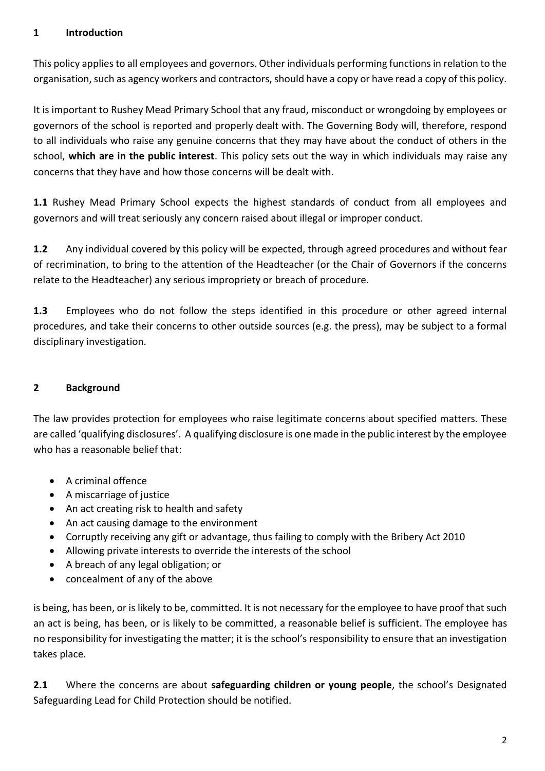## 1 Introduction

This policy applies to all employees and governors. Other individuals performing functions in relation to the organisation, such as agency workers and contractors, should have a copy or have read a copy of this policy.

It is important to Rushey Mead Primary School that any fraud, misconduct or wrongdoing by employees or governors of the school is reported and properly dealt with. The Governing Body will, therefore, respond to all individuals who raise any genuine concerns that they may have about the conduct of others in the school, **which are in the public interest**. This policy sets out the way in which individuals may raise any concerns that they have and how those concerns will be dealt with.

**1.1** Rushey Mead Primary School expects the highest standards of conduct from all employees and governors and will treat seriously any concern raised about illegal or improper conduct.

**1.2** Any individual covered by this policy will be expected, through agreed procedures and without fear of recrimination, to bring to the attention of the Headteacher (or the Chair of Governors if the concerns relate to the Headteacher) any serious impropriety or breach of procedure.

**1.3** Employees who do not follow the steps identified in this procedure or other agreed internal procedures, and take their concerns to other outside sources (e.g. the press), may be subject to a formal disciplinary investigation.

## 2 Background

The law provides protection for employees who raise legitimate concerns about specified matters. These are called 'qualifying disclosures'. A qualifying disclosure is one made in the public interest by the employee who has a reasonable belief that:

- A criminal offence
- A miscarriage of justice
- An act creating risk to health and safety
- An act causing damage to the environment
- Corruptly receiving any gift or advantage, thus failing to comply with the Bribery Act 2010
- Allowing private interests to override the interests of the school
- A breach of any legal obligation; or
- concealment of any of the above

is being, has been, or is likely to be, committed. It is not necessary for the employee to have proof that such an act is being, has been, or is likely to be committed, a reasonable belief is sufficient. The employee has no responsibility for investigating the matter; it is the school's responsibility to ensure that an investigation takes place.

**2.1** Where the concerns are about **safeguarding children or young people**, the school's Designated Safeguarding Lead for Child Protection should be notified.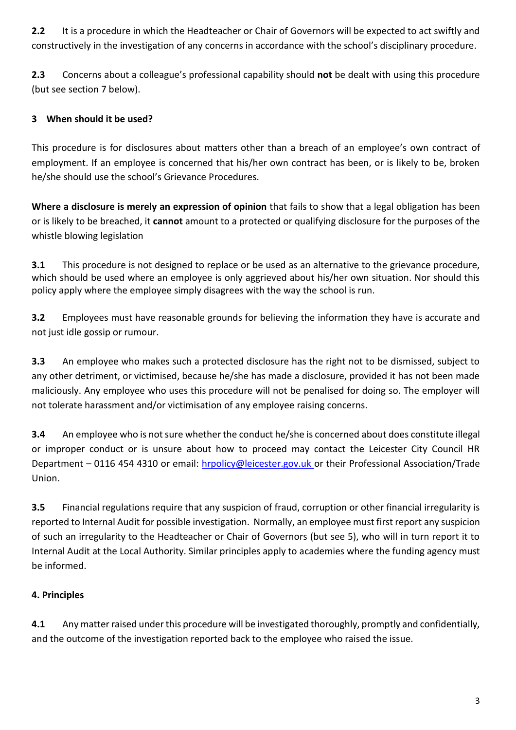**2.2** It is a procedure in which the Headteacher or Chair of Governors will be expected to act swiftly and constructively in the investigation of any concerns in accordance with the school's disciplinary procedure.

**2.3** Concerns about a colleague's professional capability should **not** be dealt with using this procedure (but see section 7 below).

## 3 When should it be used?

This procedure is for disclosures about matters other than a breach of an employee's own contract of employment. If an employee is concerned that his/her own contract has been, or is likely to be, broken he/she should use the school's Grievance Procedures.

**Where a disclosure is merely an expression of opinion** that fails to show that a legal obligation has been or is likely to be breached, it **cannot** amount to a protected or qualifying disclosure for the purposes of the whistle blowing legislation

**3.1** This procedure is not designed to replace or be used as an alternative to the grievance procedure, which should be used where an employee is only aggrieved about his/her own situation. Nor should this policy apply where the employee simply disagrees with the way the school is run.

**3.2** Employees must have reasonable grounds for believing the information they have is accurate and not just idle gossip or rumour.

**3.3** An employee who makes such a protected disclosure has the right not to be dismissed, subject to any other detriment, or victimised, because he/she has made a disclosure, provided it has not been made maliciously. Any employee who uses this procedure will not be penalised for doing so. The employer will not tolerate harassment and/or victimisation of any employee raising concerns.

**3.4** An employee who is not sure whether the conduct he/she is concerned about does constitute illegal or improper conduct or is unsure about how to proceed may contact the Leicester City Council HR Department – 0116 454 4310 or email: hrpolicy@leicester.gov.uk or their Professional Association/Trade Union.

**3.5** Financial regulations require that any suspicion of fraud, corruption or other financial irregularity is reported to Internal Audit for possible investigation. Normally, an employee must first report any suspicion of such an irregularity to the Headteacher or Chair of Governors (but see 5), who will in turn report it to Internal Audit at the Local Authority. Similar principles apply to academies where the funding agency must be informed.

## 4. Principles

**4.1** Any matter raised under this procedure will be investigated thoroughly, promptly and confidentially, and the outcome of the investigation reported back to the employee who raised the issue.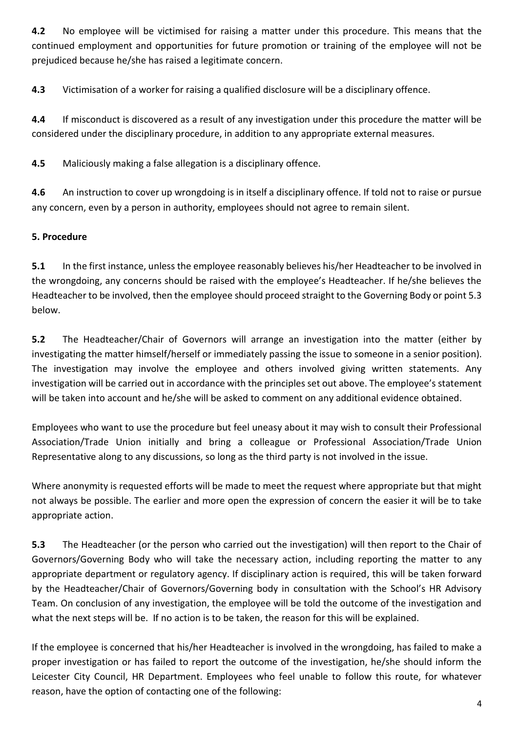**4.2** No employee will be victimised for raising a matter under this procedure. This means that the continued employment and opportunities for future promotion or training of the employee will not be prejudiced because he/she has raised a legitimate concern.

**4.3** Victimisation of a worker for raising a qualified disclosure will be a disciplinary offence.

**4.4** If misconduct is discovered as a result of any investigation under this procedure the matter will be considered under the disciplinary procedure, in addition to any appropriate external measures.

**4.5** Maliciously making a false allegation is a disciplinary offence.

**4.6** An instruction to cover up wrongdoing is in itself a disciplinary offence. If told not to raise or pursue any concern, even by a person in authority, employees should not agree to remain silent.

**5. Procedure**

**5.1** In the first instance, unless the employee reasonably believes his/her Headteacher to be involved in the wrongdoing, any concerns should be raised with the employee's Headteacher. If he/she believes the Headteacher to be involved, then the employee should proceed straight to the Governing Body or point 5.3 below.

**5.2** The Headteacher/Chair of Governors will arrange an investigation into the matter (either by investigating the matter himself/herself or immediately passing the issue to someone in a senior position). The investigation may involve the employee and others involved giving written statements. Any investigation will be carried out in accordance with the principles set out above. The employee's statement will be taken into account and he/she will be asked to comment on any additional evidence obtained.

Employees who want to use the procedure but feel uneasy about it may wish to consult their Professional Association/Trade Union initially and bring a colleague or Professional Association/Trade Union Representative along to any discussions, so long as the third party is not involved in the issue.

Where anonymity is requested efforts will be made to meet the request where appropriate but that might not always be possible. The earlier and more open the expression of concern the easier it will be to take appropriate action.

**5.3** The Headteacher (or the person who carried out the investigation) will then report to the Chair of Governors/Governing Body who will take the necessary action, including reporting the matter to any appropriate department or regulatory agency. If disciplinary action is required, this will be taken forward by the Headteacher/Chair of Governors/Governing body in consultation with the School's HR Advisory Team. On conclusion of any investigation, the employee will be told the outcome of the investigation and what the next steps will be. If no action is to be taken, the reason for this will be explained.

If the employee is concerned that his/her Headteacher is involved in the wrongdoing, has failed to make a proper investigation or has failed to report the outcome of the investigation, he/she should inform the Leicester City Council, HR Department. Employees who feel unable to follow this route, for whatever reason, have the option of contacting one of the following: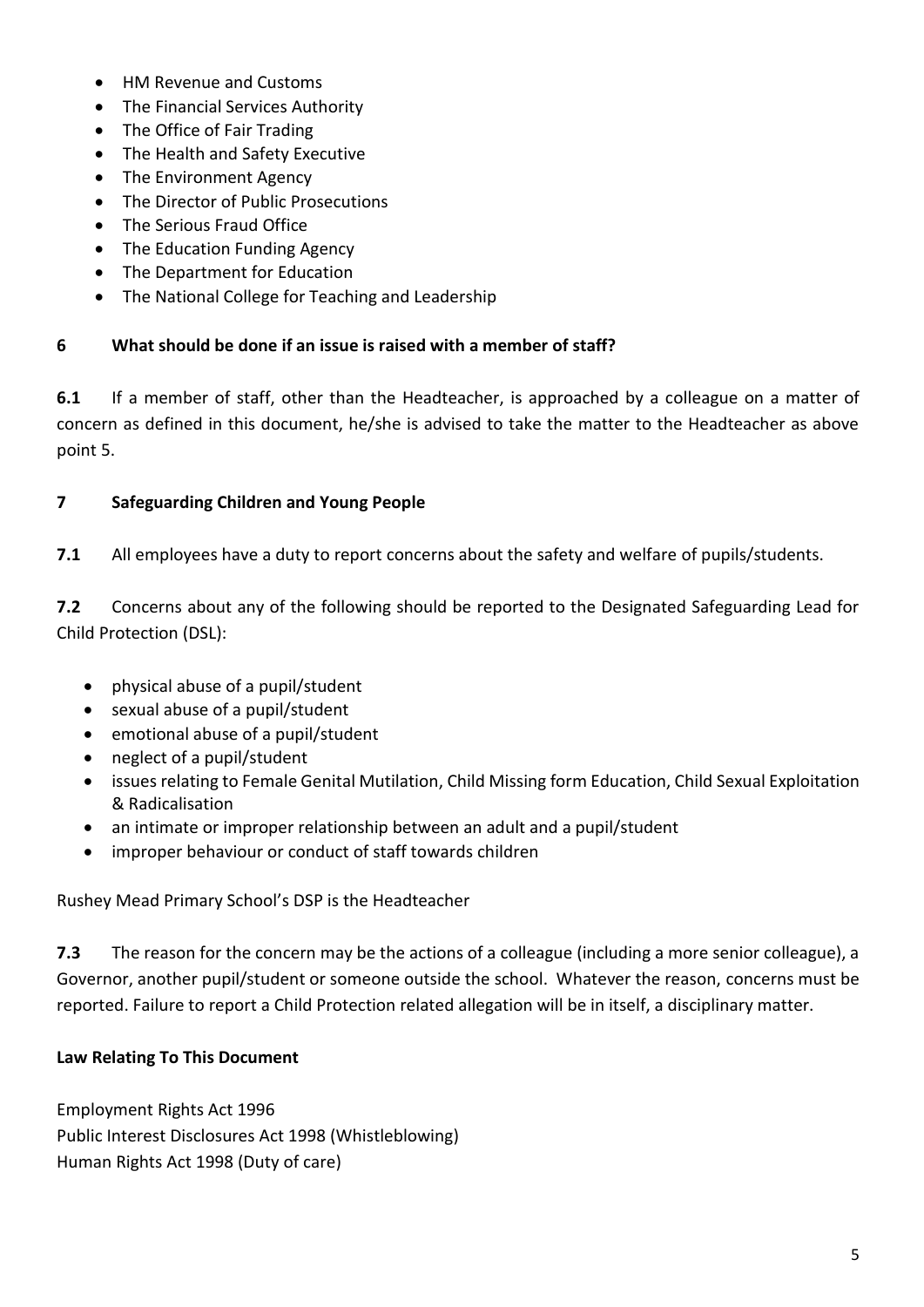- HM Revenue and Customs
- The Financial Services Authority
- The Office of Fair Trading
- The Health and Safety Executive
- The Environment Agency
- The Director of Public Prosecutions
- The Serious Fraud Office
- The Education Funding Agency
- The Department for Education
- The National College for Teaching and Leadership

## 6 What should be done if an issue is raised with a member of staff?

**6.1** If a member of staff, other than the Headteacher, is approached by a colleague on a matter of concern as defined in this document, he/she is advised to take the matter to the Headteacher as above point 5.

## 7 Safeguarding Children and Young People

**7.1** All employees have a duty to report concerns about the safety and welfare of pupils/students.

**7.2** Concerns about any of the following should be reported to the Designated Safeguarding Lead for Child Protection (DSL):

- physical abuse of a pupil/student
- sexual abuse of a pupil/student
- emotional abuse of a pupil/student
- neglect of a pupil/student
- issues relating to Female Genital Mutilation, Child Missing form Education, Child Sexual Exploitation & Radicalisation
- an intimate or improper relationship between an adult and a pupil/student
- improper behaviour or conduct of staff towards children

Rushey Mead Primary School's DSP is the Headteacher

**7.3** The reason for the concern may be the actions of a colleague (including a more senior colleague), a Governor, another pupil/student or someone outside the school. Whatever the reason, concerns must be reported. Failure to report a Child Protection related allegation will be in itself, a disciplinary matter.

## Law Relating To This Document

Employment Rights Act 1996
Public Interest Disclosures Act 1998 (Whistleblowing)
Human Rights Act 1998 (Duty of care)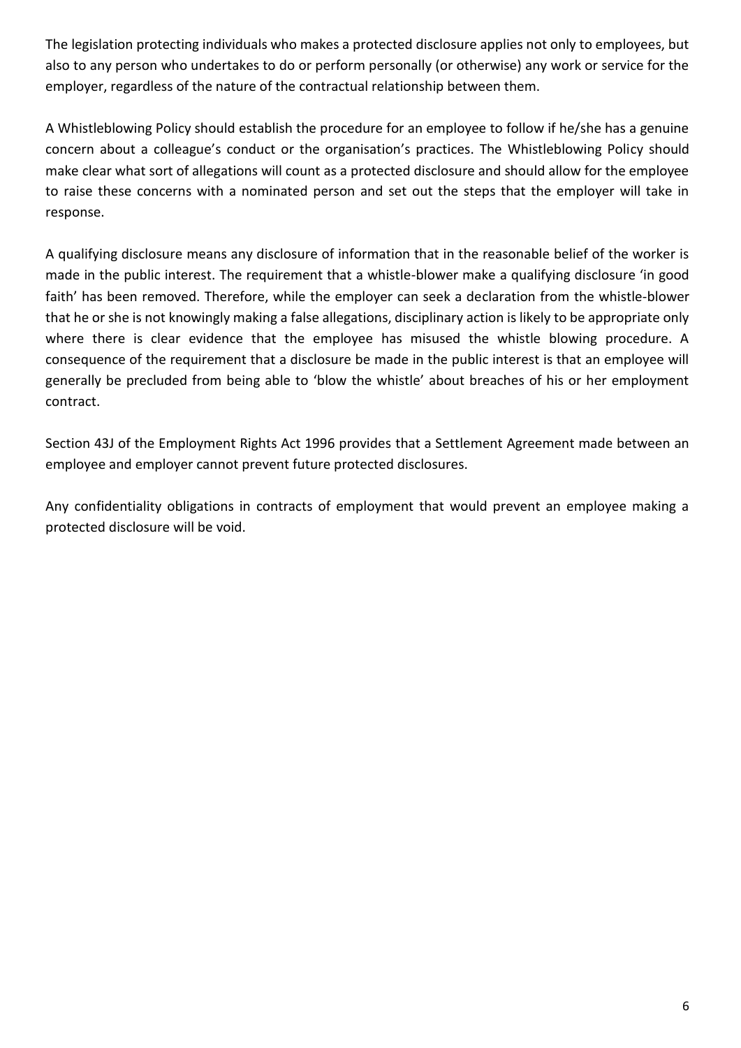The legislation protecting individuals who makes a protected disclosure applies not only to employees, but also to any person who undertakes to do or perform personally (or otherwise) any work or service for the employer, regardless of the nature of the contractual relationship between them.

A Whistleblowing Policy should establish the procedure for an employee to follow if he/she has a genuine concern about a colleague's conduct or the organisation's practices. The Whistleblowing Policy should make clear what sort of allegations will count as a protected disclosure and should allow for the employee to raise these concerns with a nominated person and set out the steps that the employer will take in response.

A qualifying disclosure means any disclosure of information that in the reasonable belief of the worker is made in the public interest. The requirement that a whistle-blower make a qualifying disclosure 'in good faith' has been removed. Therefore, while the employer can seek a declaration from the whistle-blower that he or she is not knowingly making a false allegations, disciplinary action is likely to be appropriate only where there is clear evidence that the employee has misused the whistle blowing procedure. A consequence of the requirement that a disclosure be made in the public interest is that an employee will generally be precluded from being able to 'blow the whistle' about breaches of his or her employment contract.

Section 43J of the Employment Rights Act 1996 provides that a Settlement Agreement made between an employee and employer cannot prevent future protected disclosures.

Any confidentiality obligations in contracts of employment that would prevent an employee making a protected disclosure will be void.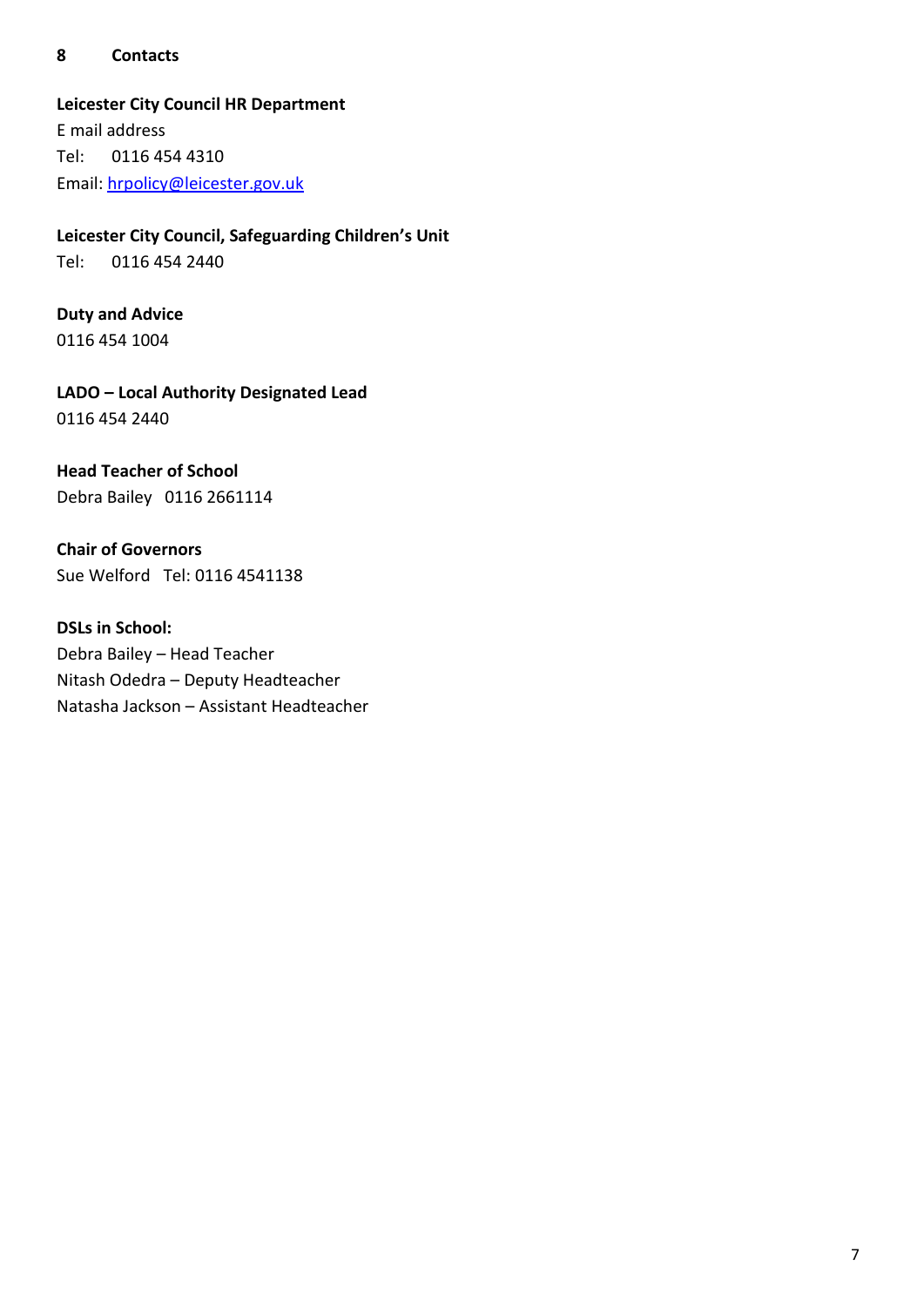## 8 Contacts

**Leicester City Council HR Department**
E mail address
Tel: 0116 454 4310
Email: hrpolicy@leicester.gov.uk

**Leicester City Council, Safeguarding Children's Unit**
Tel: 0116 454 2440

**Duty and Advice**
0116 454 1004

**LADO – Local Authority Designated Lead**
0116 454 2440

**Head Teacher of School**
Debra Bailey 0116 2661114

**Chair of Governors**
Sue Welford Tel: 0116 4541138

**DSLs in School:**
Debra Bailey – Head Teacher
Nitash Odedra – Deputy Headteacher
Natasha Jackson – Assistant Headteacher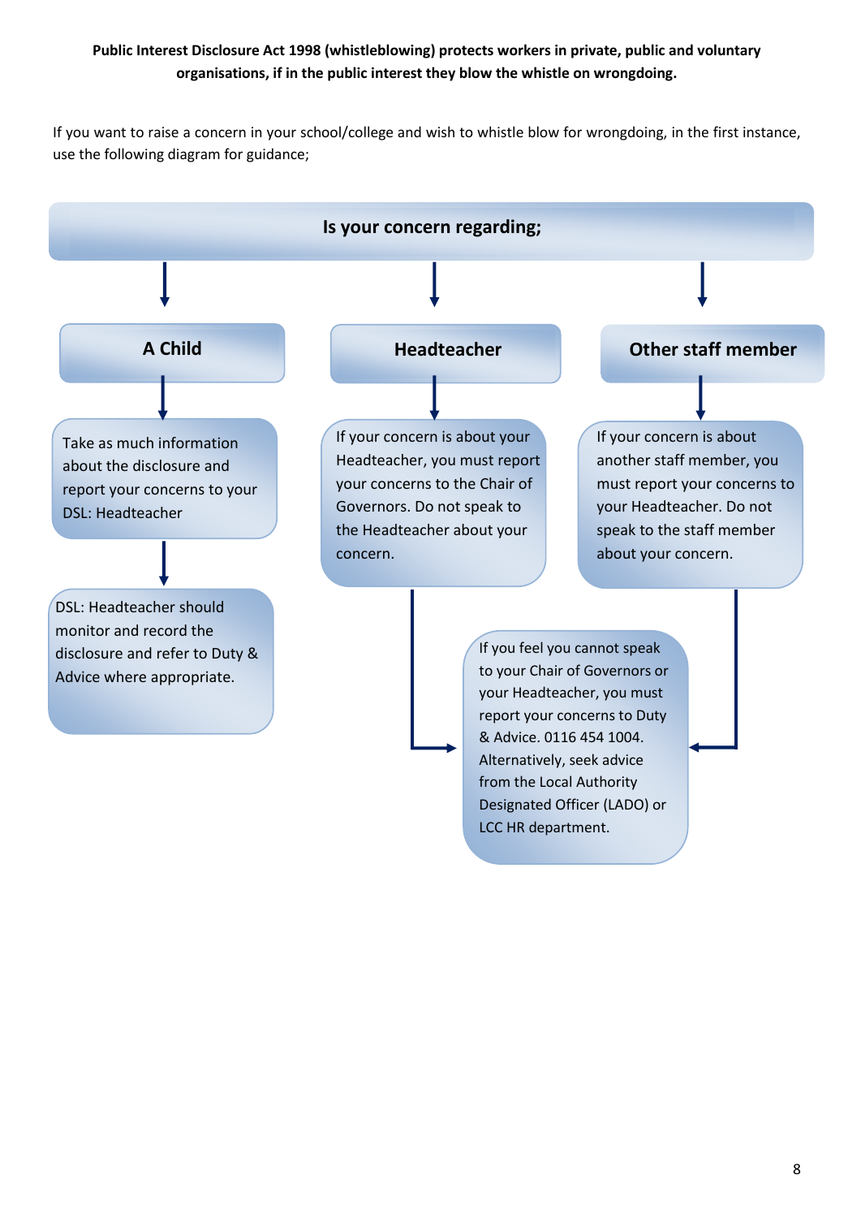**Public Interest Disclosure Act 1998 (whistleblowing) protects workers in private, public and voluntary organisations, if in the public interest they blow the whistle on wrongdoing.**

If you want to raise a concern in your school/college and wish to whistle blow for wrongdoing, in the first instance, use the following diagram for guidance;

**Is your concern regarding;**

**A Child**

Take as much information about the disclosure and report your concerns to your DSL: Headteacher

DSL: Headteacher should monitor and record the disclosure and refer to Duty & Advice where appropriate.

**Headteacher**

If your concern is about your Headteacher, you must report your concerns to the Chair of Governors. Do not speak to the Headteacher about your concern.

**Other staff member**

If your concern is about another staff member, you must report your concerns to your Headteacher. Do not speak to the staff member about your concern.

If you feel you cannot speak to your Chair of Governors or your Headteacher, you must report your concerns to Duty & Advice. 0116 454 1004. Alternatively, seek advice from the Local Authority Designated Officer (LADO) or LCC HR department.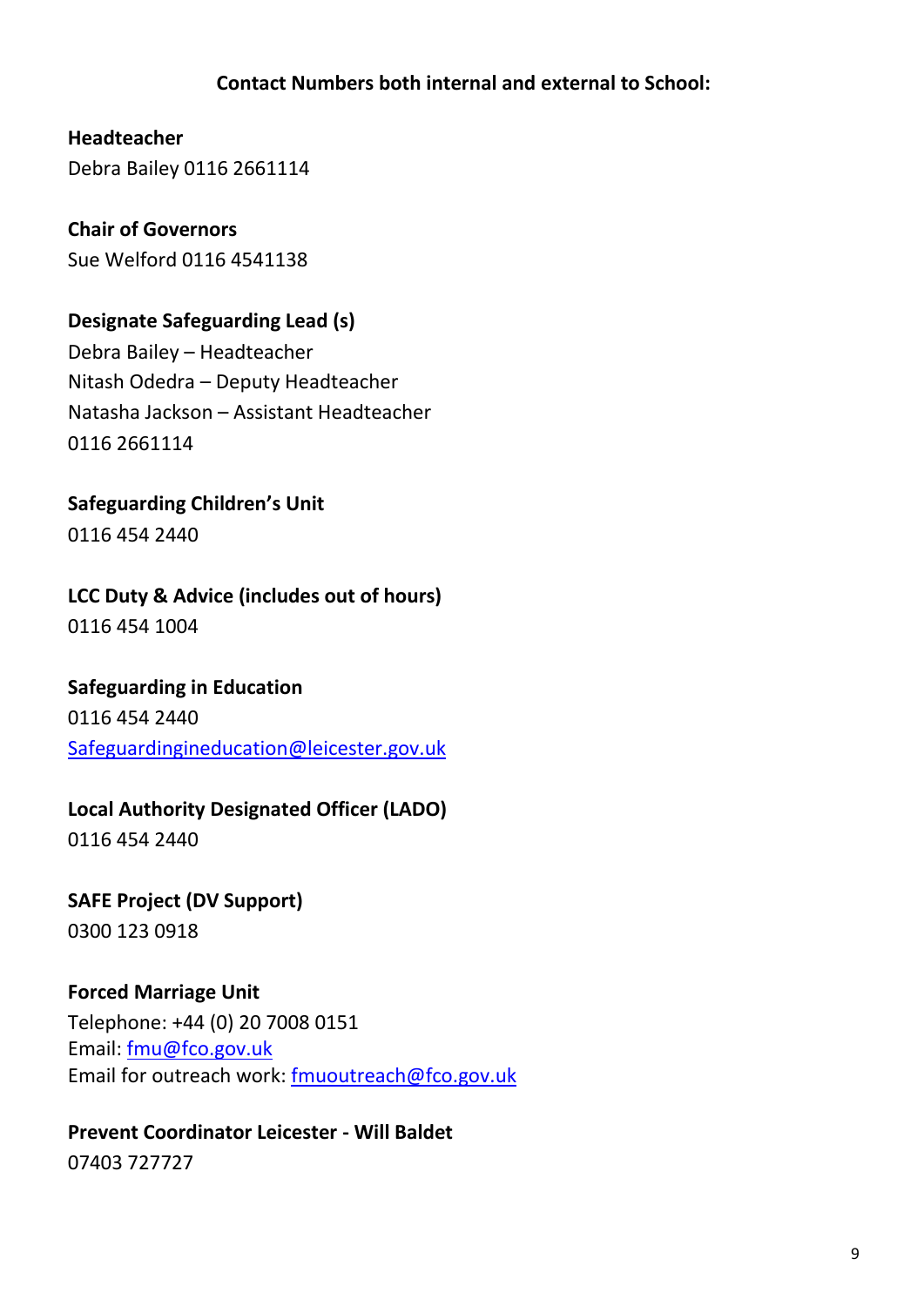## Contact Numbers both internal and external to School:

**Headteacher**
Debra Bailey 0116 2661114

**Chair of Governors**
Sue Welford 0116 4541138

**Designate Safeguarding Lead (s)**
Debra Bailey – Headteacher
Nitash Odedra – Deputy Headteacher
Natasha Jackson – Assistant Headteacher
0116 2661114

**Safeguarding Children's Unit**
0116 454 2440

**LCC Duty & Advice (includes out of hours)**
0116 454 1004

**Safeguarding in Education**
0116 454 2440
Safeguardingineducation@leicester.gov.uk

**Local Authority Designated Officer (LADO)**
0116 454 2440

**SAFE Project (DV Support)**
0300 123 0918

**Forced Marriage Unit**
Telephone: +44 (0) 20 7008 0151
Email: fmu@fco.gov.uk
Email for outreach work: fmuoutreach@fco.gov.uk

**Prevent Coordinator Leicester - Will Baldet**
07403 727727